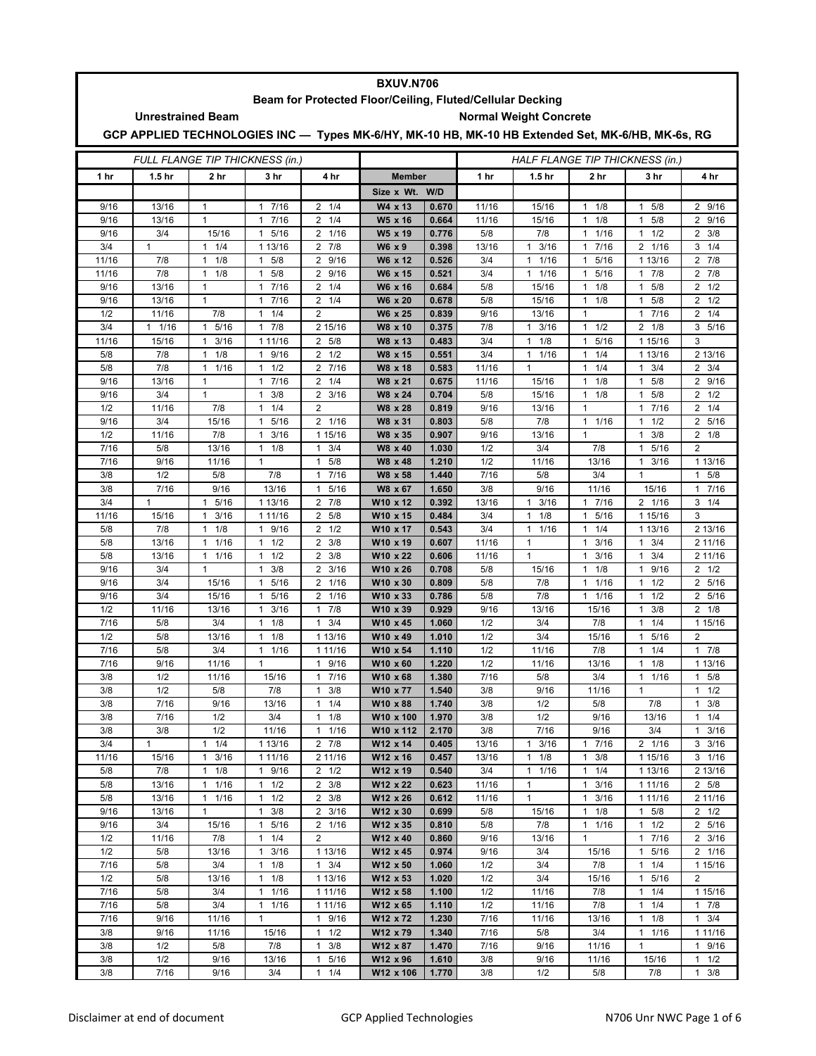# BXUV.N706

## Beam for Protected Floor/Ceiling, Fluted/Cellular Decking

**Unrestrained Beam** — **Normal Weight Concrete**

**GCP APPLIED TECHNOLOGIES INC — Types MK-6/HY, MK-10 HB, MK-10 HB Extended Set, MK-6/HB, MK-6s, RG**

| *FULL FLANGE TIP THICKNESS (in.)* | | | | | | | *HALF FLANGE TIP THICKNESS (in.)* | | | | |
|---|---|---|---|---|---|---|---|---|---|---|---|
| **1 hr** | **1.5 hr** | **2 hr** | **3 hr** | **4 hr** | **Member** | | **1 hr** | **1.5 hr** | **2 hr** | **3 hr** | **4 hr** |
| | | | | | **Size x Wt.** | **W/D** | | | | | |
| 9/16 | 13/16 | 1 | 1 7/16 | 2 1/4 | **W4 x 13** | **0.670** | 11/16 | 15/16 | 1 1/8 | 1 5/8 | 2 9/16 |
| 9/16 | 13/16 | 1 | 1 7/16 | 2 1/4 | **W5 x 16** | **0.664** | 11/16 | 15/16 | 1 1/8 | 1 5/8 | 2 9/16 |
| 9/16 | 3/4 | 15/16 | 1 5/16 | 2 1/16 | **W5 x 19** | **0.776** | 5/8 | 7/8 | 1 1/16 | 1 1/2 | 2 3/8 |
| 3/4 | 1 | 1 1/4 | 1 13/16 | 2 7/8 | **W6 x 9** | **0.398** | 13/16 | 1 3/16 | 1 7/16 | 2 1/16 | 3 1/4 |
| 11/16 | 7/8 | 1 1/8 | 1 5/8 | 2 9/16 | **W6 x 12** | **0.526** | 3/4 | 1 1/16 | 1 5/16 | 1 13/16 | 2 7/8 |
| 11/16 | 7/8 | 1 1/8 | 1 5/8 | 2 9/16 | **W6 x 15** | **0.521** | 3/4 | 1 1/16 | 1 5/16 | 1 7/8 | 2 7/8 |
| 9/16 | 13/16 | 1 | 1 7/16 | 2 1/4 | **W6 x 16** | **0.684** | 5/8 | 15/16 | 1 1/8 | 1 5/8 | 2 1/2 |
| 9/16 | 13/16 | 1 | 1 7/16 | 2 1/4 | **W6 x 20** | **0.678** | 5/8 | 15/16 | 1 1/8 | 1 5/8 | 2 1/2 |
| 1/2 | 11/16 | 7/8 | 1 1/4 | 2 | **W6 x 25** | **0.839** | 9/16 | 13/16 | 1 | 1 7/16 | 2 1/4 |
| 3/4 | 1 1/16 | 1 5/16 | 1 7/8 | 2 15/16 | **W8 x 10** | **0.375** | 7/8 | 1 3/16 | 1 1/2 | 2 1/8 | 3 5/16 |
| 11/16 | 15/16 | 1 3/16 | 1 11/16 | 2 5/8 | **W8 x 13** | **0.483** | 3/4 | 1 1/8 | 1 5/16 | 1 15/16 | 3 |
| 5/8 | 7/8 | 1 1/8 | 1 9/16 | 2 1/2 | **W8 x 15** | **0.551** | 3/4 | 1 1/16 | 1 1/4 | 1 13/16 | 2 13/16 |
| 5/8 | 7/8 | 1 1/16 | 1 1/2 | 2 7/16 | **W8 x 18** | **0.583** | 11/16 | 1 | 1 1/4 | 1 3/4 | 2 3/4 |
| 9/16 | 13/16 | 1 | 1 7/16 | 2 1/4 | **W8 x 21** | **0.675** | 11/16 | 15/16 | 1 1/8 | 1 5/8 | 2 9/16 |
| 9/16 | 3/4 | 1 | 1 3/8 | 2 3/16 | **W8 x 24** | **0.704** | 5/8 | 15/16 | 1 1/8 | 1 5/8 | 2 1/2 |
| 1/2 | 11/16 | 7/8 | 1 1/4 | 2 | **W8 x 28** | **0.819** | 9/16 | 13/16 | 1 | 1 7/16 | 2 1/4 |
| 9/16 | 3/4 | 15/16 | 1 5/16 | 2 1/16 | **W8 x 31** | **0.803** | 5/8 | 7/8 | 1 1/16 | 1 1/2 | 2 5/16 |
| 1/2 | 11/16 | 7/8 | 1 3/16 | 1 15/16 | **W8 x 35** | **0.907** | 9/16 | 13/16 | 1 | 1 3/8 | 2 1/8 |
| 7/16 | 5/8 | 13/16 | 1 1/8 | 1 3/4 | **W8 x 40** | **1.030** | 1/2 | 3/4 | 7/8 | 1 5/16 | 2 |
| 7/16 | 9/16 | 11/16 | 1 | 1 5/8 | **W8 x 48** | **1.210** | 1/2 | 11/16 | 13/16 | 1 3/16 | 1 13/16 |
| 3/8 | 1/2 | 5/8 | 7/8 | 1 7/16 | **W8 x 58** | **1.440** | 7/16 | 5/8 | 3/4 | 1 | 1 5/8 |
| 3/8 | 7/16 | 9/16 | 13/16 | 1 5/16 | **W8 x 67** | **1.650** | 3/8 | 9/16 | 11/16 | 15/16 | 1 7/16 |
| 3/4 | 1 | 1 5/16 | 1 13/16 | 2 7/8 | **W10 x 12** | **0.392** | 13/16 | 1 3/16 | 1 7/16 | 2 1/16 | 3 1/4 |
| 11/16 | 15/16 | 1 3/16 | 1 11/16 | 2 5/8 | **W10 x 15** | **0.484** | 3/4 | 1 1/8 | 1 5/16 | 1 15/16 | 3 |
| 5/8 | 7/8 | 1 1/8 | 1 9/16 | 2 1/2 | **W10 x 17** | **0.543** | 3/4 | 1 1/16 | 1 1/4 | 1 13/16 | 2 13/16 |
| 5/8 | 13/16 | 1 1/16 | 1 1/2 | 2 3/8 | **W10 x 19** | **0.607** | 11/16 | 1 | 1 3/16 | 1 3/4 | 2 11/16 |
| 5/8 | 13/16 | 1 1/16 | 1 1/2 | 2 3/8 | **W10 x 22** | **0.606** | 11/16 | 1 | 1 3/16 | 1 3/4 | 2 11/16 |
| 9/16 | 3/4 | 1 | 1 3/8 | 2 3/16 | **W10 x 26** | **0.708** | 5/8 | 15/16 | 1 1/8 | 1 9/16 | 2 1/2 |
| 9/16 | 3/4 | 15/16 | 1 5/16 | 2 1/16 | **W10 x 30** | **0.809** | 5/8 | 7/8 | 1 1/16 | 1 1/2 | 2 5/16 |
| 9/16 | 3/4 | 15/16 | 1 5/16 | 2 1/16 | **W10 x 33** | **0.786** | 5/8 | 7/8 | 1 1/16 | 1 1/2 | 2 5/16 |
| 1/2 | 11/16 | 13/16 | 1 3/16 | 1 7/8 | **W10 x 39** | **0.929** | 9/16 | 13/16 | 15/16 | 1 3/8 | 2 1/8 |
| 7/16 | 5/8 | 3/4 | 1 1/8 | 1 3/4 | **W10 x 45** | **1.060** | 1/2 | 3/4 | 7/8 | 1 1/4 | 1 15/16 |
| 1/2 | 5/8 | 13/16 | 1 1/8 | 1 13/16 | **W10 x 49** | **1.010** | 1/2 | 3/4 | 15/16 | 1 5/16 | 2 |
| 7/16 | 5/8 | 3/4 | 1 1/16 | 1 11/16 | **W10 x 54** | **1.110** | 1/2 | 11/16 | 7/8 | 1 1/4 | 1 7/8 |
| 7/16 | 9/16 | 11/16 | 1 | 1 9/16 | **W10 x 60** | **1.220** | 1/2 | 11/16 | 13/16 | 1 1/8 | 1 13/16 |
| 3/8 | 1/2 | 11/16 | 15/16 | 1 7/16 | **W10 x 68** | **1.380** | 7/16 | 5/8 | 3/4 | 1 1/16 | 1 5/8 |
| 3/8 | 1/2 | 5/8 | 7/8 | 1 3/8 | **W10 x 77** | **1.540** | 3/8 | 9/16 | 11/16 | 1 | 1 1/2 |
| 3/8 | 7/16 | 9/16 | 13/16 | 1 1/4 | **W10 x 88** | **1.740** | 3/8 | 1/2 | 5/8 | 7/8 | 1 3/8 |
| 3/8 | 7/16 | 1/2 | 3/4 | 1 1/8 | **W10 x 100** | **1.970** | 3/8 | 1/2 | 9/16 | 13/16 | 1 1/4 |
| 3/8 | 3/8 | 1/2 | 11/16 | 1 1/16 | **W10 x 112** | **2.170** | 3/8 | 7/16 | 9/16 | 3/4 | 1 3/16 |
| 3/4 | 1 | 1 1/4 | 1 13/16 | 2 7/8 | **W12 x 14** | **0.405** | 13/16 | 1 3/16 | 1 7/16 | 2 1/16 | 3 3/16 |
| 11/16 | 15/16 | 1 3/16 | 1 11/16 | 2 11/16 | **W12 x 16** | **0.457** | 13/16 | 1 1/8 | 1 3/8 | 1 15/16 | 3 1/16 |
| 5/8 | 7/8 | 1 1/8 | 1 9/16 | 2 1/2 | **W12 x 19** | **0.540** | 3/4 | 1 1/16 | 1 1/4 | 1 13/16 | 2 13/16 |
| 5/8 | 13/16 | 1 1/16 | 1 1/2 | 2 3/8 | **W12 x 22** | **0.623** | 11/16 | 1 | 1 3/16 | 1 11/16 | 2 5/8 |
| 5/8 | 13/16 | 1 1/16 | 1 1/2 | 2 3/8 | **W12 x 26** | **0.612** | 11/16 | 1 | 1 3/16 | 1 11/16 | 2 11/16 |
| 9/16 | 13/16 | 1 | 1 3/8 | 2 3/16 | **W12 x 30** | **0.699** | 5/8 | 15/16 | 1 1/8 | 1 5/8 | 2 1/2 |
| 9/16 | 3/4 | 15/16 | 1 5/16 | 2 1/16 | **W12 x 35** | **0.810** | 5/8 | 7/8 | 1 1/16 | 1 1/2 | 2 5/16 |
| 1/2 | 11/16 | 7/8 | 1 1/4 | 2 | **W12 x 40** | **0.860** | 9/16 | 13/16 | 1 | 1 7/16 | 2 3/16 |
| 1/2 | 5/8 | 13/16 | 1 3/16 | 1 13/16 | **W12 x 45** | **0.974** | 9/16 | 3/4 | 15/16 | 1 5/16 | 2 1/16 |
| 7/16 | 5/8 | 3/4 | 1 1/8 | 1 3/4 | **W12 x 50** | **1.060** | 1/2 | 3/4 | 7/8 | 1 1/4 | 1 15/16 |
| 1/2 | 5/8 | 13/16 | 1 1/8 | 1 13/16 | **W12 x 53** | **1.020** | 1/2 | 3/4 | 15/16 | 1 5/16 | 2 |
| 7/16 | 5/8 | 3/4 | 1 1/16 | 1 11/16 | **W12 x 58** | **1.100** | 1/2 | 11/16 | 7/8 | 1 1/4 | 1 15/16 |
| 7/16 | 5/8 | 3/4 | 1 1/16 | 1 11/16 | **W12 x 65** | **1.110** | 1/2 | 11/16 | 7/8 | 1 1/4 | 1 7/8 |
| 7/16 | 9/16 | 11/16 | 1 | 1 9/16 | **W12 x 72** | **1.230** | 7/16 | 11/16 | 13/16 | 1 1/8 | 1 3/4 |
| 3/8 | 9/16 | 11/16 | 15/16 | 1 1/2 | **W12 x 79** | **1.340** | 7/16 | 5/8 | 3/4 | 1 1/16 | 1 11/16 |
| 3/8 | 1/2 | 5/8 | 7/8 | 1 3/8 | **W12 x 87** | **1.470** | 7/16 | 9/16 | 11/16 | 1 | 1 9/16 |
| 3/8 | 1/2 | 9/16 | 13/16 | 1 5/16 | **W12 x 96** | **1.610** | 3/8 | 9/16 | 11/16 | 15/16 | 1 1/2 |
| 3/8 | 7/16 | 9/16 | 3/4 | 1 1/4 | **W12 x 106** | **1.770** | 3/8 | 1/2 | 5/8 | 7/8 | 1 3/8 |

Disclaimer at end of document — GCP Applied Technologies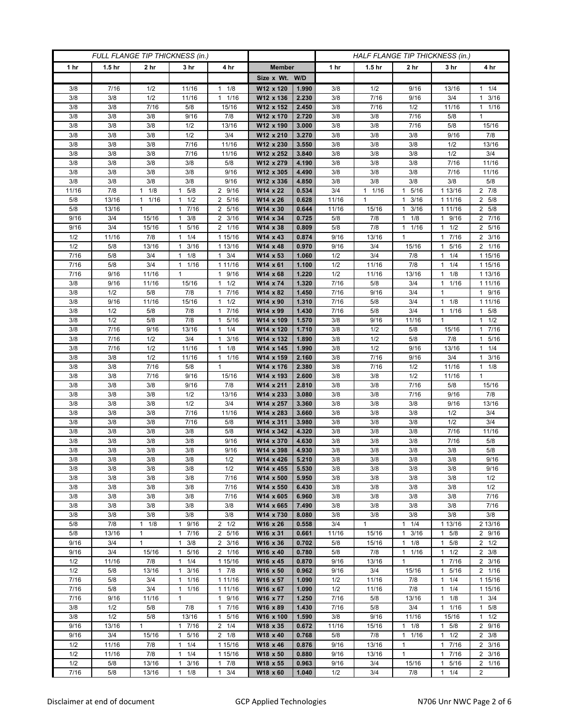| FULL FLANGE TIP THICKNESS (in.) | | | | | | | HALF FLANGE TIP THICKNESS (in.) | | | | |
|---|---|---|---|---|---|---|---|---|---|---|---|
| 1 hr | 1.5 hr | 2 hr | 3 hr | 4 hr | Member | | 1 hr | 1.5 hr | 2 hr | 3 hr | 4 hr |
| | | | | | Size x Wt. | W/D | | | | | |
| 3/8 | 7/16 | 1/2 | 11/16 | 1 1/8 | W12 x 120 | 1.990 | 3/8 | 1/2 | 9/16 | 13/16 | 1 1/4 |
| 3/8 | 3/8 | 1/2 | 11/16 | 1 1/16 | W12 x 136 | 2.230 | 3/8 | 7/16 | 9/16 | 3/4 | 1 3/16 |
| 3/8 | 3/8 | 7/16 | 5/8 | 15/16 | W12 x 152 | 2.450 | 3/8 | 7/16 | 1/2 | 11/16 | 1 1/16 |
| 3/8 | 3/8 | 3/8 | 9/16 | 7/8 | W12 x 170 | 2.720 | 3/8 | 3/8 | 7/16 | 5/8 | 1 |
| 3/8 | 3/8 | 3/8 | 1/2 | 13/16 | W12 x 190 | 3.000 | 3/8 | 3/8 | 7/16 | 5/8 | 15/16 |
| 3/8 | 3/8 | 3/8 | 1/2 | 3/4 | W12 x 210 | 3.270 | 3/8 | 3/8 | 3/8 | 9/16 | 7/8 |
| 3/8 | 3/8 | 3/8 | 7/16 | 11/16 | W12 x 230 | 3.550 | 3/8 | 3/8 | 3/8 | 1/2 | 13/16 |
| 3/8 | 3/8 | 3/8 | 7/16 | 11/16 | W12 x 252 | 3.840 | 3/8 | 3/8 | 3/8 | 1/2 | 3/4 |
| 3/8 | 3/8 | 3/8 | 3/8 | 5/8 | W12 x 279 | 4.190 | 3/8 | 3/8 | 3/8 | 7/16 | 11/16 |
| 3/8 | 3/8 | 3/8 | 3/8 | 9/16 | W12 x 305 | 4.490 | 3/8 | 3/8 | 3/8 | 7/16 | 11/16 |
| 3/8 | 3/8 | 3/8 | 3/8 | 9/16 | W12 x 336 | 4.850 | 3/8 | 3/8 | 3/8 | 3/8 | 5/8 |
| 11/16 | 7/8 | 1 1/8 | 1 5/8 | 2 9/16 | W14 x 22 | 0.534 | 3/4 | 1 1/16 | 1 5/16 | 1 13/16 | 2 7/8 |
| 5/8 | 13/16 | 1 1/16 | 1 1/2 | 2 5/16 | W14 x 26 | 0.628 | 11/16 | 1 | 1 3/16 | 1 11/16 | 2 5/8 |
| 5/8 | 13/16 | 1 | 1 7/16 | 2 5/16 | W14 x 30 | 0.644 | 11/16 | 15/16 | 1 3/16 | 1 11/16 | 2 5/8 |
| 9/16 | 3/4 | 15/16 | 1 3/8 | 2 3/16 | W14 x 34 | 0.725 | 5/8 | 7/8 | 1 1/8 | 1 9/16 | 2 7/16 |
| 9/16 | 3/4 | 15/16 | 1 5/16 | 2 1/16 | W14 x 38 | 0.809 | 5/8 | 7/8 | 1 1/16 | 1 1/2 | 2 5/16 |
| 1/2 | 11/16 | 7/8 | 1 1/4 | 1 15/16 | W14 x 43 | 0.874 | 9/16 | 13/16 | 1 | 1 7/16 | 2 3/16 |
| 1/2 | 5/8 | 13/16 | 1 3/16 | 1 13/16 | W14 x 48 | 0.970 | 9/16 | 3/4 | 15/16 | 1 5/16 | 2 1/16 |
| 7/16 | 5/8 | 3/4 | 1 1/8 | 1 3/4 | W14 x 53 | 1.060 | 1/2 | 3/4 | 7/8 | 1 1/4 | 1 15/16 |
| 7/16 | 5/8 | 3/4 | 1 1/16 | 1 11/16 | W14 x 61 | 1.100 | 1/2 | 11/16 | 7/8 | 1 1/4 | 1 15/16 |
| 7/16 | 9/16 | 11/16 | 1 | 1 9/16 | W14 x 68 | 1.220 | 1/2 | 11/16 | 13/16 | 1 1/8 | 1 13/16 |
| 3/8 | 9/16 | 11/16 | 15/16 | 1 1/2 | W14 x 74 | 1.320 | 7/16 | 5/8 | 3/4 | 1 1/16 | 1 11/16 |
| 3/8 | 1/2 | 5/8 | 7/8 | 1 7/16 | W14 x 82 | 1.450 | 7/16 | 9/16 | 3/4 | 1 | 1 9/16 |
| 3/8 | 9/16 | 11/16 | 15/16 | 1 1/2 | W14 x 90 | 1.310 | 7/16 | 5/8 | 3/4 | 1 1/8 | 1 11/16 |
| 3/8 | 1/2 | 5/8 | 7/8 | 1 7/16 | W14 x 99 | 1.430 | 7/16 | 5/8 | 3/4 | 1 1/16 | 1 5/8 |
| 3/8 | 1/2 | 5/8 | 7/8 | 1 5/16 | W14 x 109 | 1.570 | 3/8 | 9/16 | 11/16 | 1 | 1 1/2 |
| 3/8 | 7/16 | 9/16 | 13/16 | 1 1/4 | W14 x 120 | 1.710 | 3/8 | 1/2 | 5/8 | 15/16 | 1 7/16 |
| 3/8 | 7/16 | 1/2 | 3/4 | 1 3/16 | W14 x 132 | 1.890 | 3/8 | 1/2 | 5/8 | 7/8 | 1 5/16 |
| 3/8 | 7/16 | 1/2 | 11/16 | 1 1/8 | W14 x 145 | 1.990 | 3/8 | 1/2 | 9/16 | 13/16 | 1 1/4 |
| 3/8 | 3/8 | 1/2 | 11/16 | 1 1/16 | W14 x 159 | 2.160 | 3/8 | 7/16 | 9/16 | 3/4 | 1 3/16 |
| 3/8 | 3/8 | 7/16 | 5/8 | 1 | W14 x 176 | 2.380 | 3/8 | 7/16 | 1/2 | 11/16 | 1 1/8 |
| 3/8 | 3/8 | 7/16 | 9/16 | 15/16 | W14 x 193 | 2.600 | 3/8 | 3/8 | 1/2 | 11/16 | 1 |
| 3/8 | 3/8 | 3/8 | 9/16 | 7/8 | W14 x 211 | 2.810 | 3/8 | 3/8 | 7/16 | 5/8 | 15/16 |
| 3/8 | 3/8 | 3/8 | 1/2 | 13/16 | W14 x 233 | 3.080 | 3/8 | 3/8 | 7/16 | 9/16 | 7/8 |
| 3/8 | 3/8 | 3/8 | 1/2 | 3/4 | W14 x 257 | 3.360 | 3/8 | 3/8 | 3/8 | 9/16 | 13/16 |
| 3/8 | 3/8 | 3/8 | 7/16 | 11/16 | W14 x 283 | 3.660 | 3/8 | 3/8 | 3/8 | 1/2 | 3/4 |
| 3/8 | 3/8 | 3/8 | 7/16 | 5/8 | W14 x 311 | 3.980 | 3/8 | 3/8 | 3/8 | 1/2 | 3/4 |
| 3/8 | 3/8 | 3/8 | 3/8 | 5/8 | W14 x 342 | 4.320 | 3/8 | 3/8 | 3/8 | 7/16 | 11/16 |
| 3/8 | 3/8 | 3/8 | 3/8 | 9/16 | W14 x 370 | 4.630 | 3/8 | 3/8 | 3/8 | 7/16 | 5/8 |
| 3/8 | 3/8 | 3/8 | 3/8 | 9/16 | W14 x 398 | 4.930 | 3/8 | 3/8 | 3/8 | 3/8 | 5/8 |
| 3/8 | 3/8 | 3/8 | 3/8 | 1/2 | W14 x 426 | 5.210 | 3/8 | 3/8 | 3/8 | 3/8 | 9/16 |
| 3/8 | 3/8 | 3/8 | 3/8 | 1/2 | W14 x 455 | 5.530 | 3/8 | 3/8 | 3/8 | 3/8 | 9/16 |
| 3/8 | 3/8 | 3/8 | 3/8 | 7/16 | W14 x 500 | 5.950 | 3/8 | 3/8 | 3/8 | 3/8 | 1/2 |
| 3/8 | 3/8 | 3/8 | 3/8 | 7/16 | W14 x 550 | 6.430 | 3/8 | 3/8 | 3/8 | 3/8 | 1/2 |
| 3/8 | 3/8 | 3/8 | 3/8 | 7/16 | W14 x 605 | 6.960 | 3/8 | 3/8 | 3/8 | 3/8 | 7/16 |
| 3/8 | 3/8 | 3/8 | 3/8 | 3/8 | W14 x 665 | 7.490 | 3/8 | 3/8 | 3/8 | 3/8 | 7/16 |
| 3/8 | 3/8 | 3/8 | 3/8 | 3/8 | W14 x 730 | 8.080 | 3/8 | 3/8 | 3/8 | 3/8 | 3/8 |
| 5/8 | 7/8 | 1 1/8 | 1 9/16 | 2 1/2 | W16 x 26 | 0.558 | 3/4 | 1 | 1 1/4 | 1 13/16 | 2 13/16 |
| 5/8 | 13/16 | 1 | 1 7/16 | 2 5/16 | W16 x 31 | 0.661 | 11/16 | 15/16 | 1 3/16 | 1 5/8 | 2 9/16 |
| 9/16 | 3/4 | 1 | 1 3/8 | 2 3/16 | W16 x 36 | 0.702 | 5/8 | 15/16 | 1 1/8 | 1 5/8 | 2 1/2 |
| 9/16 | 3/4 | 15/16 | 1 5/16 | 2 1/16 | W16 x 40 | 0.780 | 5/8 | 7/8 | 1 1/16 | 1 1/2 | 2 3/8 |
| 1/2 | 11/16 | 7/8 | 1 1/4 | 1 15/16 | W16 x 45 | 0.870 | 9/16 | 13/16 | 1 | 1 7/16 | 2 3/16 |
| 1/2 | 5/8 | 13/16 | 1 3/16 | 1 7/8 | W16 x 50 | 0.962 | 9/16 | 3/4 | 15/16 | 1 5/16 | 2 1/16 |
| 7/16 | 5/8 | 3/4 | 1 1/16 | 1 11/16 | W16 x 57 | 1.090 | 1/2 | 11/16 | 7/8 | 1 1/4 | 1 15/16 |
| 7/16 | 5/8 | 3/4 | 1 1/16 | 1 11/16 | W16 x 67 | 1.090 | 1/2 | 11/16 | 7/8 | 1 1/4 | 1 15/16 |
| 7/16 | 9/16 | 11/16 | 1 | 1 9/16 | W16 x 77 | 1.250 | 7/16 | 5/8 | 13/16 | 1 1/8 | 1 3/4 |
| 3/8 | 1/2 | 5/8 | 7/8 | 1 7/16 | W16 x 89 | 1.430 | 7/16 | 5/8 | 3/4 | 1 1/16 | 1 5/8 |
| 3/8 | 1/2 | 5/8 | 13/16 | 1 5/16 | W16 x 100 | 1.590 | 3/8 | 9/16 | 11/16 | 15/16 | 1 1/2 |
| 9/16 | 13/16 | 1 | 1 7/16 | 2 1/4 | W18 x 35 | 0.672 | 11/16 | 15/16 | 1 1/8 | 1 5/8 | 2 9/16 |
| 9/16 | 3/4 | 15/16 | 1 5/16 | 2 1/8 | W18 x 40 | 0.768 | 5/8 | 7/8 | 1 1/16 | 1 1/2 | 2 3/8 |
| 1/2 | 11/16 | 7/8 | 1 1/4 | 1 15/16 | W18 x 46 | 0.876 | 9/16 | 13/16 | 1 | 1 7/16 | 2 3/16 |
| 1/2 | 11/16 | 7/8 | 1 1/4 | 1 15/16 | W18 x 50 | 0.880 | 9/16 | 13/16 | 1 | 1 7/16 | 2 3/16 |
| 1/2 | 5/8 | 13/16 | 1 3/16 | 1 7/8 | W18 x 55 | 0.963 | 9/16 | 3/4 | 15/16 | 1 5/16 | 2 1/16 |
| 7/16 | 5/8 | 13/16 | 1 1/8 | 1 3/4 | W18 x 60 | 1.040 | 1/2 | 3/4 | 7/8 | 1 1/4 | 2 |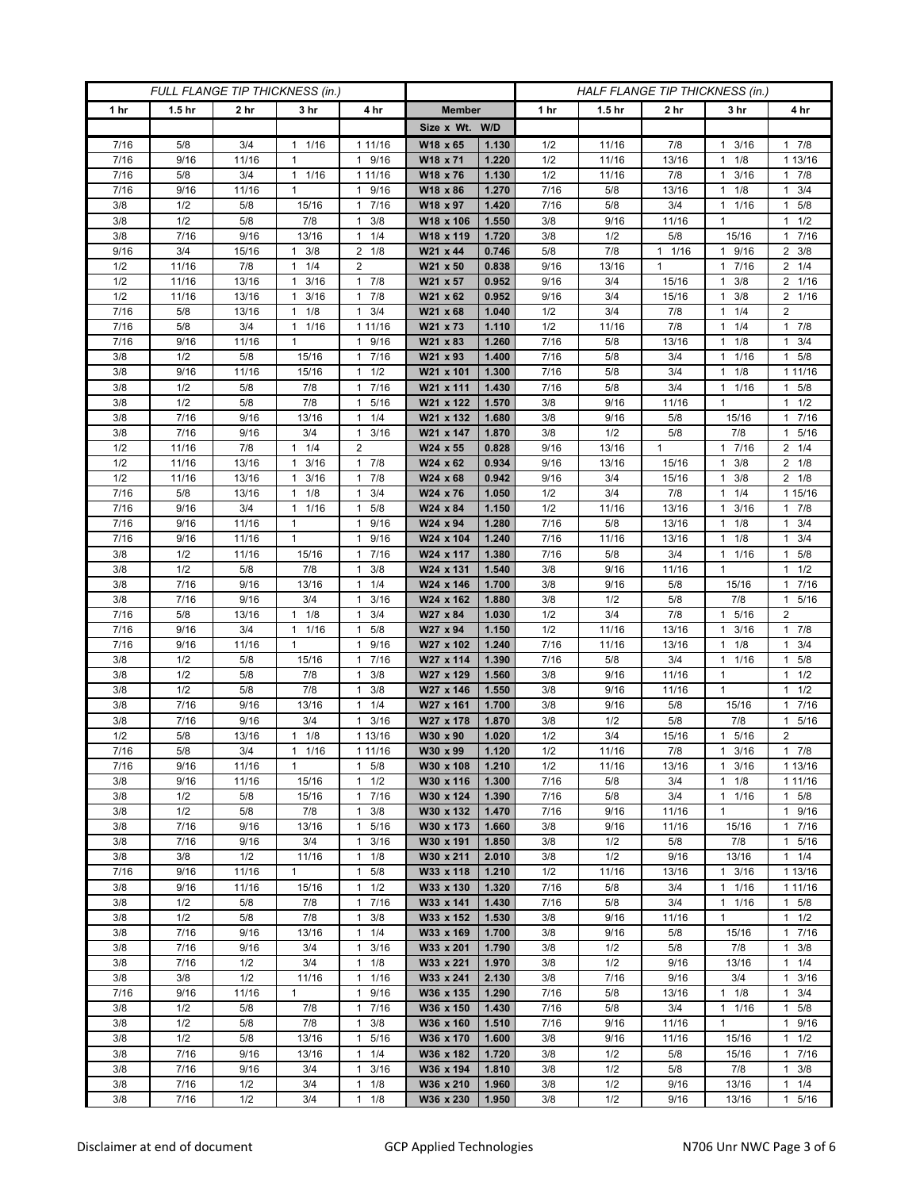| FULL FLANGE TIP THICKNESS (in.) | | | | | | | HALF FLANGE TIP THICKNESS (in.) | | | | |
|---|---|---|---|---|---|---|---|---|---|---|---|
| 1 hr | 1.5 hr | 2 hr | 3 hr | 4 hr | Member | | 1 hr | 1.5 hr | 2 hr | 3 hr | 4 hr |
| | | | | | Size x Wt. | W/D | | | | | |
| 7/16 | 5/8 | 3/4 | 1 1/16 | 1 11/16 | W18 x 65 | 1.130 | 1/2 | 11/16 | 7/8 | 1 3/16 | 1 7/8 |
| 7/16 | 9/16 | 11/16 | 1 | 1 9/16 | W18 x 71 | 1.220 | 1/2 | 11/16 | 13/16 | 1 1/8 | 1 13/16 |
| 7/16 | 5/8 | 3/4 | 1 1/16 | 1 11/16 | W18 x 76 | 1.130 | 1/2 | 11/16 | 7/8 | 1 3/16 | 1 7/8 |
| 7/16 | 9/16 | 11/16 | 1 | 1 9/16 | W18 x 86 | 1.270 | 7/16 | 5/8 | 13/16 | 1 1/8 | 1 3/4 |
| 3/8 | 1/2 | 5/8 | 15/16 | 1 7/16 | W18 x 97 | 1.420 | 7/16 | 5/8 | 3/4 | 1 1/16 | 1 5/8 |
| 3/8 | 1/2 | 5/8 | 7/8 | 1 3/8 | W18 x 106 | 1.550 | 3/8 | 9/16 | 11/16 | 1 | 1 1/2 |
| 3/8 | 7/16 | 9/16 | 13/16 | 1 1/4 | W18 x 119 | 1.720 | 3/8 | 1/2 | 5/8 | 15/16 | 1 7/16 |
| 9/16 | 3/4 | 15/16 | 1 3/8 | 2 1/8 | W21 x 44 | 0.746 | 5/8 | 7/8 | 1 1/16 | 1 9/16 | 2 3/8 |
| 1/2 | 11/16 | 7/8 | 1 1/4 | 2 | W21 x 50 | 0.838 | 9/16 | 13/16 | 1 | 1 7/16 | 2 1/4 |
| 1/2 | 11/16 | 13/16 | 1 3/16 | 1 7/8 | W21 x 57 | 0.952 | 9/16 | 3/4 | 15/16 | 1 3/8 | 2 1/16 |
| 1/2 | 11/16 | 13/16 | 1 3/16 | 1 7/8 | W21 x 62 | 0.952 | 9/16 | 3/4 | 15/16 | 1 3/8 | 2 1/16 |
| 7/16 | 5/8 | 13/16 | 1 1/8 | 1 3/4 | W21 x 68 | 1.040 | 1/2 | 3/4 | 7/8 | 1 1/4 | 2 |
| 7/16 | 5/8 | 3/4 | 1 1/16 | 1 11/16 | W21 x 73 | 1.110 | 1/2 | 11/16 | 7/8 | 1 1/4 | 1 7/8 |
| 7/16 | 9/16 | 11/16 | 1 | 1 9/16 | W21 x 83 | 1.260 | 7/16 | 5/8 | 13/16 | 1 1/8 | 1 3/4 |
| 3/8 | 1/2 | 5/8 | 15/16 | 1 7/16 | W21 x 93 | 1.400 | 7/16 | 5/8 | 3/4 | 1 1/16 | 1 5/8 |
| 3/8 | 9/16 | 11/16 | 15/16 | 1 1/2 | W21 x 101 | 1.300 | 7/16 | 5/8 | 3/4 | 1 1/8 | 1 11/16 |
| 3/8 | 1/2 | 5/8 | 7/8 | 1 7/16 | W21 x 111 | 1.430 | 7/16 | 5/8 | 3/4 | 1 1/16 | 1 5/8 |
| 3/8 | 1/2 | 5/8 | 7/8 | 1 5/16 | W21 x 122 | 1.570 | 3/8 | 9/16 | 11/16 | 1 | 1 1/2 |
| 3/8 | 7/16 | 9/16 | 13/16 | 1 1/4 | W21 x 132 | 1.680 | 3/8 | 9/16 | 5/8 | 15/16 | 1 7/16 |
| 3/8 | 7/16 | 9/16 | 3/4 | 1 3/16 | W21 x 147 | 1.870 | 3/8 | 1/2 | 5/8 | 7/8 | 1 5/16 |
| 1/2 | 11/16 | 7/8 | 1 1/4 | 2 | W24 x 55 | 0.828 | 9/16 | 13/16 | 1 | 1 7/16 | 2 1/4 |
| 1/2 | 11/16 | 13/16 | 1 3/16 | 1 7/8 | W24 x 62 | 0.934 | 9/16 | 13/16 | 15/16 | 1 3/8 | 2 1/8 |
| 1/2 | 11/16 | 13/16 | 1 3/16 | 1 7/8 | W24 x 68 | 0.942 | 9/16 | 3/4 | 15/16 | 1 3/8 | 2 1/8 |
| 7/16 | 5/8 | 13/16 | 1 1/8 | 1 3/4 | W24 x 76 | 1.050 | 1/2 | 3/4 | 7/8 | 1 1/4 | 1 15/16 |
| 7/16 | 9/16 | 3/4 | 1 1/16 | 1 5/8 | W24 x 84 | 1.150 | 1/2 | 11/16 | 13/16 | 1 3/16 | 1 7/8 |
| 7/16 | 9/16 | 11/16 | 1 | 1 9/16 | W24 x 94 | 1.280 | 7/16 | 5/8 | 13/16 | 1 1/8 | 1 3/4 |
| 7/16 | 9/16 | 11/16 | 1 | 1 9/16 | W24 x 104 | 1.240 | 7/16 | 11/16 | 13/16 | 1 1/8 | 1 3/4 |
| 3/8 | 1/2 | 11/16 | 15/16 | 1 7/16 | W24 x 117 | 1.380 | 7/16 | 5/8 | 3/4 | 1 1/16 | 1 5/8 |
| 3/8 | 1/2 | 5/8 | 7/8 | 1 3/8 | W24 x 131 | 1.540 | 3/8 | 9/16 | 11/16 | 1 | 1 1/2 |
| 3/8 | 7/16 | 9/16 | 13/16 | 1 1/4 | W24 x 146 | 1.700 | 3/8 | 9/16 | 5/8 | 15/16 | 1 7/16 |
| 3/8 | 7/16 | 9/16 | 3/4 | 1 3/16 | W24 x 162 | 1.880 | 3/8 | 1/2 | 5/8 | 7/8 | 1 5/16 |
| 7/16 | 5/8 | 13/16 | 1 1/8 | 1 3/4 | W27 x 84 | 1.030 | 1/2 | 3/4 | 7/8 | 1 5/16 | 2 |
| 7/16 | 9/16 | 3/4 | 1 1/16 | 1 5/8 | W27 x 94 | 1.150 | 1/2 | 11/16 | 13/16 | 1 3/16 | 1 7/8 |
| 7/16 | 9/16 | 11/16 | 1 | 1 9/16 | W27 x 102 | 1.240 | 7/16 | 11/16 | 13/16 | 1 1/8 | 1 3/4 |
| 3/8 | 1/2 | 5/8 | 15/16 | 1 7/16 | W27 x 114 | 1.390 | 7/16 | 5/8 | 3/4 | 1 1/16 | 1 5/8 |
| 3/8 | 1/2 | 5/8 | 7/8 | 1 3/8 | W27 x 129 | 1.560 | 3/8 | 9/16 | 11/16 | 1 | 1 1/2 |
| 3/8 | 1/2 | 5/8 | 7/8 | 1 3/8 | W27 x 146 | 1.550 | 3/8 | 9/16 | 11/16 | 1 | 1 1/2 |
| 3/8 | 7/16 | 9/16 | 13/16 | 1 1/4 | W27 x 161 | 1.700 | 3/8 | 9/16 | 5/8 | 15/16 | 1 7/16 |
| 3/8 | 7/16 | 9/16 | 3/4 | 1 3/16 | W27 x 178 | 1.870 | 3/8 | 1/2 | 5/8 | 7/8 | 1 5/16 |
| 1/2 | 5/8 | 13/16 | 1 1/8 | 1 13/16 | W30 x 90 | 1.020 | 1/2 | 3/4 | 15/16 | 1 5/16 | 2 |
| 7/16 | 5/8 | 3/4 | 1 1/16 | 1 11/16 | W30 x 99 | 1.120 | 1/2 | 11/16 | 7/8 | 1 3/16 | 1 7/8 |
| 7/16 | 9/16 | 11/16 | 1 | 1 5/8 | W30 x 108 | 1.210 | 1/2 | 11/16 | 13/16 | 1 3/16 | 1 13/16 |
| 3/8 | 9/16 | 11/16 | 15/16 | 1 1/2 | W30 x 116 | 1.300 | 7/16 | 5/8 | 3/4 | 1 1/8 | 1 11/16 |
| 3/8 | 1/2 | 5/8 | 15/16 | 1 7/16 | W30 x 124 | 1.390 | 7/16 | 5/8 | 3/4 | 1 1/16 | 1 5/8 |
| 3/8 | 1/2 | 5/8 | 7/8 | 1 3/8 | W30 x 132 | 1.470 | 7/16 | 9/16 | 11/16 | 1 | 1 9/16 |
| 3/8 | 7/16 | 9/16 | 13/16 | 1 5/16 | W30 x 173 | 1.660 | 3/8 | 9/16 | 11/16 | 15/16 | 1 7/16 |
| 3/8 | 7/16 | 9/16 | 3/4 | 1 3/16 | W30 x 191 | 1.850 | 3/8 | 1/2 | 5/8 | 7/8 | 1 5/16 |
| 3/8 | 3/8 | 1/2 | 11/16 | 1 1/8 | W30 x 211 | 2.010 | 3/8 | 1/2 | 9/16 | 13/16 | 1 1/4 |
| 7/16 | 9/16 | 11/16 | 1 | 1 5/8 | W33 x 118 | 1.210 | 1/2 | 11/16 | 13/16 | 1 3/16 | 1 13/16 |
| 3/8 | 9/16 | 11/16 | 15/16 | 1 1/2 | W33 x 130 | 1.320 | 7/16 | 5/8 | 3/4 | 1 1/16 | 1 11/16 |
| 3/8 | 1/2 | 5/8 | 7/8 | 1 7/16 | W33 x 141 | 1.430 | 7/16 | 5/8 | 3/4 | 1 1/16 | 1 5/8 |
| 3/8 | 1/2 | 5/8 | 7/8 | 1 3/8 | W33 x 152 | 1.530 | 3/8 | 9/16 | 11/16 | 1 | 1 1/2 |
| 3/8 | 7/16 | 9/16 | 13/16 | 1 1/4 | W33 x 169 | 1.700 | 3/8 | 9/16 | 5/8 | 15/16 | 1 7/16 |
| 3/8 | 7/16 | 9/16 | 3/4 | 1 3/16 | W33 x 201 | 1.790 | 3/8 | 1/2 | 5/8 | 7/8 | 1 3/8 |
| 3/8 | 7/16 | 1/2 | 3/4 | 1 1/8 | W33 x 221 | 1.970 | 3/8 | 1/2 | 9/16 | 13/16 | 1 1/4 |
| 3/8 | 3/8 | 1/2 | 11/16 | 1 1/16 | W33 x 241 | 2.130 | 3/8 | 7/16 | 9/16 | 3/4 | 1 3/16 |
| 7/16 | 9/16 | 11/16 | 1 | 1 9/16 | W36 x 135 | 1.290 | 7/16 | 5/8 | 13/16 | 1 1/8 | 1 3/4 |
| 3/8 | 1/2 | 5/8 | 7/8 | 1 7/16 | W36 x 150 | 1.430 | 7/16 | 5/8 | 3/4 | 1 1/16 | 1 5/8 |
| 3/8 | 1/2 | 5/8 | 7/8 | 1 3/8 | W36 x 160 | 1.510 | 7/16 | 9/16 | 11/16 | 1 | 1 9/16 |
| 3/8 | 1/2 | 5/8 | 13/16 | 1 5/16 | W36 x 170 | 1.600 | 3/8 | 9/16 | 11/16 | 15/16 | 1 1/2 |
| 3/8 | 7/16 | 9/16 | 13/16 | 1 1/4 | W36 x 182 | 1.720 | 3/8 | 1/2 | 5/8 | 15/16 | 1 7/16 |
| 3/8 | 7/16 | 9/16 | 3/4 | 1 3/16 | W36 x 194 | 1.810 | 3/8 | 1/2 | 5/8 | 7/8 | 1 3/8 |
| 3/8 | 7/16 | 1/2 | 3/4 | 1 1/8 | W36 x 210 | 1.960 | 3/8 | 1/2 | 9/16 | 13/16 | 1 1/4 |
| 3/8 | 7/16 | 1/2 | 3/4 | 1 1/8 | W36 x 230 | 1.950 | 3/8 | 1/2 | 9/16 | 13/16 | 1 5/16 |

Disclaimer at end of document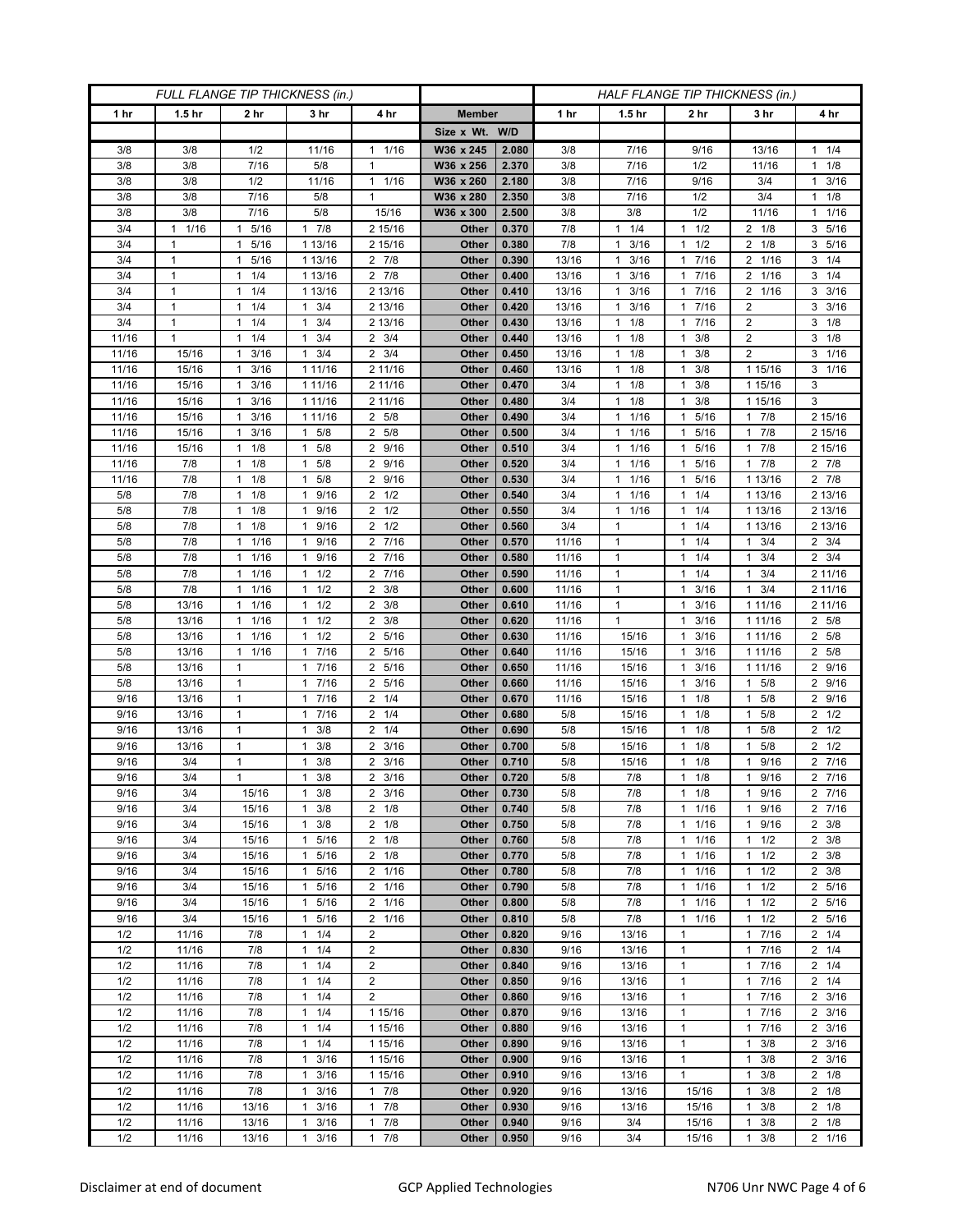| FULL FLANGE TIP THICKNESS (in.) | | | | | | | HALF FLANGE TIP THICKNESS (in.) | | | | |
|---|---|---|---|---|---|---|---|---|---|---|---|
| 1 hr | 1.5 hr | 2 hr | 3 hr | 4 hr | Member | | 1 hr | 1.5 hr | 2 hr | 3 hr | 4 hr |
| | | | | | Size x Wt. | W/D | | | | | |
| 3/8 | 3/8 | 1/2 | 11/16 | 1 1/16 | W36 x 245 | 2.080 | 3/8 | 7/16 | 9/16 | 13/16 | 1 1/4 |
| 3/8 | 3/8 | 7/16 | 5/8 | 1 | W36 x 256 | 2.370 | 3/8 | 7/16 | 1/2 | 11/16 | 1 1/8 |
| 3/8 | 3/8 | 1/2 | 11/16 | 1 1/16 | W36 x 260 | 2.180 | 3/8 | 7/16 | 9/16 | 3/4 | 1 3/16 |
| 3/8 | 3/8 | 7/16 | 5/8 | 1 | W36 x 280 | 2.350 | 3/8 | 7/16 | 1/2 | 3/4 | 1 1/8 |
| 3/8 | 3/8 | 7/16 | 5/8 | 15/16 | W36 x 300 | 2.500 | 3/8 | 3/8 | 1/2 | 11/16 | 1 1/16 |
| 3/4 | 1 1/16 | 1 5/16 | 1 7/8 | 2 15/16 | Other | 0.370 | 7/8 | 1 1/4 | 1 1/2 | 2 1/8 | 3 5/16 |
| 3/4 | 1 | 1 5/16 | 1 13/16 | 2 15/16 | Other | 0.380 | 7/8 | 1 3/16 | 1 1/2 | 2 1/8 | 3 5/16 |
| 3/4 | 1 | 1 5/16 | 1 13/16 | 2 7/8 | Other | 0.390 | 13/16 | 1 3/16 | 1 7/16 | 2 1/16 | 3 1/4 |
| 3/4 | 1 | 1 1/4 | 1 13/16 | 2 7/8 | Other | 0.400 | 13/16 | 1 3/16 | 1 7/16 | 2 1/16 | 3 1/4 |
| 3/4 | 1 | 1 1/4 | 1 13/16 | 2 13/16 | Other | 0.410 | 13/16 | 1 3/16 | 1 7/16 | 2 1/16 | 3 3/16 |
| 3/4 | 1 | 1 1/4 | 1 3/4 | 2 13/16 | Other | 0.420 | 13/16 | 1 3/16 | 1 7/16 | 2 | 3 3/16 |
| 3/4 | 1 | 1 1/4 | 1 3/4 | 2 13/16 | Other | 0.430 | 13/16 | 1 1/8 | 1 7/16 | 2 | 3 1/8 |
| 11/16 | 1 | 1 1/4 | 1 3/4 | 2 3/4 | Other | 0.440 | 13/16 | 1 1/8 | 1 3/8 | 2 | 3 1/8 |
| 11/16 | 15/16 | 1 3/16 | 1 3/4 | 2 3/4 | Other | 0.450 | 13/16 | 1 1/8 | 1 3/8 | 2 | 3 1/16 |
| 11/16 | 15/16 | 1 3/16 | 1 11/16 | 2 11/16 | Other | 0.460 | 13/16 | 1 1/8 | 1 3/8 | 1 15/16 | 3 1/16 |
| 11/16 | 15/16 | 1 3/16 | 1 11/16 | 2 11/16 | Other | 0.470 | 3/4 | 1 1/8 | 1 3/8 | 1 15/16 | 3 |
| 11/16 | 15/16 | 1 3/16 | 1 11/16 | 2 11/16 | Other | 0.480 | 3/4 | 1 1/8 | 1 3/8 | 1 15/16 | 3 |
| 11/16 | 15/16 | 1 3/16 | 1 11/16 | 2 5/8 | Other | 0.490 | 3/4 | 1 1/16 | 1 5/16 | 1 7/8 | 2 15/16 |
| 11/16 | 15/16 | 1 3/16 | 1 5/8 | 2 5/8 | Other | 0.500 | 3/4 | 1 1/16 | 1 5/16 | 1 7/8 | 2 15/16 |
| 11/16 | 15/16 | 1 1/8 | 1 5/8 | 2 9/16 | Other | 0.510 | 3/4 | 1 1/16 | 1 5/16 | 1 7/8 | 2 15/16 |
| 11/16 | 7/8 | 1 1/8 | 1 5/8 | 2 9/16 | Other | 0.520 | 3/4 | 1 1/16 | 1 5/16 | 1 7/8 | 2 7/8 |
| 11/16 | 7/8 | 1 1/8 | 1 5/8 | 2 9/16 | Other | 0.530 | 3/4 | 1 1/16 | 1 5/16 | 1 13/16 | 2 7/8 |
| 5/8 | 7/8 | 1 1/8 | 1 9/16 | 2 1/2 | Other | 0.540 | 3/4 | 1 1/16 | 1 1/4 | 1 13/16 | 2 13/16 |
| 5/8 | 7/8 | 1 1/8 | 1 9/16 | 2 1/2 | Other | 0.550 | 3/4 | 1 1/16 | 1 1/4 | 1 13/16 | 2 13/16 |
| 5/8 | 7/8 | 1 1/8 | 1 9/16 | 2 1/2 | Other | 0.560 | 3/4 | 1 | 1 1/4 | 1 13/16 | 2 13/16 |
| 5/8 | 7/8 | 1 1/16 | 1 9/16 | 2 7/16 | Other | 0.570 | 11/16 | 1 | 1 1/4 | 1 3/4 | 2 3/4 |
| 5/8 | 7/8 | 1 1/16 | 1 9/16 | 2 7/16 | Other | 0.580 | 11/16 | 1 | 1 1/4 | 1 3/4 | 2 3/4 |
| 5/8 | 7/8 | 1 1/16 | 1 1/2 | 2 7/16 | Other | 0.590 | 11/16 | 1 | 1 1/4 | 1 3/4 | 2 11/16 |
| 5/8 | 7/8 | 1 1/16 | 1 1/2 | 2 3/8 | Other | 0.600 | 11/16 | 1 | 1 3/16 | 1 3/4 | 2 11/16 |
| 5/8 | 13/16 | 1 1/16 | 1 1/2 | 2 3/8 | Other | 0.610 | 11/16 | 1 | 1 3/16 | 1 11/16 | 2 11/16 |
| 5/8 | 13/16 | 1 1/16 | 1 1/2 | 2 3/8 | Other | 0.620 | 11/16 | 1 | 1 3/16 | 1 11/16 | 2 5/8 |
| 5/8 | 13/16 | 1 1/16 | 1 1/2 | 2 5/16 | Other | 0.630 | 11/16 | 15/16 | 1 3/16 | 1 11/16 | 2 5/8 |
| 5/8 | 13/16 | 1 1/16 | 1 7/16 | 2 5/16 | Other | 0.640 | 11/16 | 15/16 | 1 3/16 | 1 11/16 | 2 5/8 |
| 5/8 | 13/16 | 1 | 1 7/16 | 2 5/16 | Other | 0.650 | 11/16 | 15/16 | 1 3/16 | 1 11/16 | 2 9/16 |
| 5/8 | 13/16 | 1 | 1 7/16 | 2 5/16 | Other | 0.660 | 11/16 | 15/16 | 1 3/16 | 1 5/8 | 2 9/16 |
| 9/16 | 13/16 | 1 | 1 7/16 | 2 1/4 | Other | 0.670 | 11/16 | 15/16 | 1 1/8 | 1 5/8 | 2 9/16 |
| 9/16 | 13/16 | 1 | 1 7/16 | 2 1/4 | Other | 0.680 | 5/8 | 15/16 | 1 1/8 | 1 5/8 | 2 1/2 |
| 9/16 | 13/16 | 1 | 1 3/8 | 2 1/4 | Other | 0.690 | 5/8 | 15/16 | 1 1/8 | 1 5/8 | 2 1/2 |
| 9/16 | 13/16 | 1 | 1 3/8 | 2 3/16 | Other | 0.700 | 5/8 | 15/16 | 1 1/8 | 1 5/8 | 2 1/2 |
| 9/16 | 3/4 | 1 | 1 3/8 | 2 3/16 | Other | 0.710 | 5/8 | 15/16 | 1 1/8 | 1 9/16 | 2 7/16 |
| 9/16 | 3/4 | 1 | 1 3/8 | 2 3/16 | Other | 0.720 | 5/8 | 7/8 | 1 1/8 | 1 9/16 | 2 7/16 |
| 9/16 | 3/4 | 15/16 | 1 3/8 | 2 3/16 | Other | 0.730 | 5/8 | 7/8 | 1 1/8 | 1 9/16 | 2 7/16 |
| 9/16 | 3/4 | 15/16 | 1 3/8 | 2 1/8 | Other | 0.740 | 5/8 | 7/8 | 1 1/16 | 1 9/16 | 2 7/16 |
| 9/16 | 3/4 | 15/16 | 1 3/8 | 2 1/8 | Other | 0.750 | 5/8 | 7/8 | 1 1/16 | 1 9/16 | 2 3/8 |
| 9/16 | 3/4 | 15/16 | 1 5/16 | 2 1/8 | Other | 0.760 | 5/8 | 7/8 | 1 1/16 | 1 1/2 | 2 3/8 |
| 9/16 | 3/4 | 15/16 | 1 5/16 | 2 1/8 | Other | 0.770 | 5/8 | 7/8 | 1 1/16 | 1 1/2 | 2 3/8 |
| 9/16 | 3/4 | 15/16 | 1 5/16 | 2 1/16 | Other | 0.780 | 5/8 | 7/8 | 1 1/16 | 1 1/2 | 2 3/8 |
| 9/16 | 3/4 | 15/16 | 1 5/16 | 2 1/16 | Other | 0.790 | 5/8 | 7/8 | 1 1/16 | 1 1/2 | 2 5/16 |
| 9/16 | 3/4 | 15/16 | 1 5/16 | 2 1/16 | Other | 0.800 | 5/8 | 7/8 | 1 1/16 | 1 1/2 | 2 5/16 |
| 9/16 | 3/4 | 15/16 | 1 5/16 | 2 1/16 | Other | 0.810 | 5/8 | 7/8 | 1 1/16 | 1 1/2 | 2 5/16 |
| 1/2 | 11/16 | 7/8 | 1 1/4 | 2 | Other | 0.820 | 9/16 | 13/16 | 1 | 1 7/16 | 2 1/4 |
| 1/2 | 11/16 | 7/8 | 1 1/4 | 2 | Other | 0.830 | 9/16 | 13/16 | 1 | 1 7/16 | 2 1/4 |
| 1/2 | 11/16 | 7/8 | 1 1/4 | 2 | Other | 0.840 | 9/16 | 13/16 | 1 | 1 7/16 | 2 1/4 |
| 1/2 | 11/16 | 7/8 | 1 1/4 | 2 | Other | 0.850 | 9/16 | 13/16 | 1 | 1 7/16 | 2 1/4 |
| 1/2 | 11/16 | 7/8 | 1 1/4 | 2 | Other | 0.860 | 9/16 | 13/16 | 1 | 1 7/16 | 2 3/16 |
| 1/2 | 11/16 | 7/8 | 1 1/4 | 1 15/16 | Other | 0.870 | 9/16 | 13/16 | 1 | 1 7/16 | 2 3/16 |
| 1/2 | 11/16 | 7/8 | 1 1/4 | 1 15/16 | Other | 0.880 | 9/16 | 13/16 | 1 | 1 7/16 | 2 3/16 |
| 1/2 | 11/16 | 7/8 | 1 1/4 | 1 15/16 | Other | 0.890 | 9/16 | 13/16 | 1 | 1 3/8 | 2 3/16 |
| 1/2 | 11/16 | 7/8 | 1 3/16 | 1 15/16 | Other | 0.900 | 9/16 | 13/16 | 1 | 1 3/8 | 2 3/16 |
| 1/2 | 11/16 | 7/8 | 1 3/16 | 1 15/16 | Other | 0.910 | 9/16 | 13/16 | 1 | 1 3/8 | 2 1/8 |
| 1/2 | 11/16 | 7/8 | 1 3/16 | 1 7/8 | Other | 0.920 | 9/16 | 13/16 | 15/16 | 1 3/8 | 2 1/8 |
| 1/2 | 11/16 | 13/16 | 1 3/16 | 1 7/8 | Other | 0.930 | 9/16 | 13/16 | 15/16 | 1 3/8 | 2 1/8 |
| 1/2 | 11/16 | 13/16 | 1 3/16 | 1 7/8 | Other | 0.940 | 9/16 | 3/4 | 15/16 | 1 3/8 | 2 1/8 |
| 1/2 | 11/16 | 13/16 | 1 3/16 | 1 7/8 | Other | 0.950 | 9/16 | 3/4 | 15/16 | 1 3/8 | 2 1/16 |

Disclaimer at end of document

GCP Applied Technologies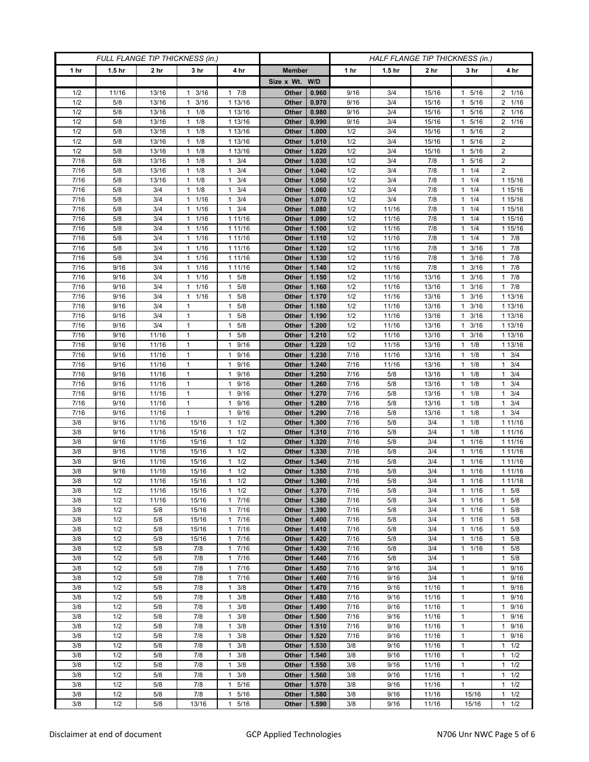| FULL FLANGE TIP THICKNESS (in.) | | | | | | | HALF FLANGE TIP THICKNESS (in.) | | | | |
|---|---|---|---|---|---|---|---|---|---|---|---|
| 1 hr | 1.5 hr | 2 hr | 3 hr | 4 hr | Member | | 1 hr | 1.5 hr | 2 hr | 3 hr | 4 hr |
| | | | | | Size x Wt. | W/D | | | | | |
| 1/2 | 11/16 | 13/16 | 1 3/16 | 1 7/8 | Other | 0.960 | 9/16 | 3/4 | 15/16 | 1 5/16 | 2 1/16 |
| 1/2 | 5/8 | 13/16 | 1 3/16 | 1 13/16 | Other | 0.970 | 9/16 | 3/4 | 15/16 | 1 5/16 | 2 1/16 |
| 1/2 | 5/8 | 13/16 | 1 1/8 | 1 13/16 | Other | 0.980 | 9/16 | 3/4 | 15/16 | 1 5/16 | 2 1/16 |
| 1/2 | 5/8 | 13/16 | 1 1/8 | 1 13/16 | Other | 0.990 | 9/16 | 3/4 | 15/16 | 1 5/16 | 2 1/16 |
| 1/2 | 5/8 | 13/16 | 1 1/8 | 1 13/16 | Other | 1.000 | 1/2 | 3/4 | 15/16 | 1 5/16 | 2 |
| 1/2 | 5/8 | 13/16 | 1 1/8 | 1 13/16 | Other | 1.010 | 1/2 | 3/4 | 15/16 | 1 5/16 | 2 |
| 1/2 | 5/8 | 13/16 | 1 1/8 | 1 13/16 | Other | 1.020 | 1/2 | 3/4 | 15/16 | 1 5/16 | 2 |
| 7/16 | 5/8 | 13/16 | 1 1/8 | 1 3/4 | Other | 1.030 | 1/2 | 3/4 | 7/8 | 1 5/16 | 2 |
| 7/16 | 5/8 | 13/16 | 1 1/8 | 1 3/4 | Other | 1.040 | 1/2 | 3/4 | 7/8 | 1 1/4 | 2 |
| 7/16 | 5/8 | 13/16 | 1 1/8 | 1 3/4 | Other | 1.050 | 1/2 | 3/4 | 7/8 | 1 1/4 | 1 15/16 |
| 7/16 | 5/8 | 3/4 | 1 1/8 | 1 3/4 | Other | 1.060 | 1/2 | 3/4 | 7/8 | 1 1/4 | 1 15/16 |
| 7/16 | 5/8 | 3/4 | 1 1/16 | 1 3/4 | Other | 1.070 | 1/2 | 3/4 | 7/8 | 1 1/4 | 1 15/16 |
| 7/16 | 5/8 | 3/4 | 1 1/16 | 1 3/4 | Other | 1.080 | 1/2 | 11/16 | 7/8 | 1 1/4 | 1 15/16 |
| 7/16 | 5/8 | 3/4 | 1 1/16 | 1 11/16 | Other | 1.090 | 1/2 | 11/16 | 7/8 | 1 1/4 | 1 15/16 |
| 7/16 | 5/8 | 3/4 | 1 1/16 | 1 11/16 | Other | 1.100 | 1/2 | 11/16 | 7/8 | 1 1/4 | 1 15/16 |
| 7/16 | 5/8 | 3/4 | 1 1/16 | 1 11/16 | Other | 1.110 | 1/2 | 11/16 | 7/8 | 1 1/4 | 1 7/8 |
| 7/16 | 5/8 | 3/4 | 1 1/16 | 1 11/16 | Other | 1.120 | 1/2 | 11/16 | 7/8 | 1 3/16 | 1 7/8 |
| 7/16 | 5/8 | 3/4 | 1 1/16 | 1 11/16 | Other | 1.130 | 1/2 | 11/16 | 7/8 | 1 3/16 | 1 7/8 |
| 7/16 | 9/16 | 3/4 | 1 1/16 | 1 11/16 | Other | 1.140 | 1/2 | 11/16 | 7/8 | 1 3/16 | 1 7/8 |
| 7/16 | 9/16 | 3/4 | 1 1/16 | 1 5/8 | Other | 1.150 | 1/2 | 11/16 | 13/16 | 1 3/16 | 1 7/8 |
| 7/16 | 9/16 | 3/4 | 1 1/16 | 1 5/8 | Other | 1.160 | 1/2 | 11/16 | 13/16 | 1 3/16 | 1 7/8 |
| 7/16 | 9/16 | 3/4 | 1 1/16 | 1 5/8 | Other | 1.170 | 1/2 | 11/16 | 13/16 | 1 3/16 | 1 13/16 |
| 7/16 | 9/16 | 3/4 | 1 | 1 5/8 | Other | 1.180 | 1/2 | 11/16 | 13/16 | 1 3/16 | 1 13/16 |
| 7/16 | 9/16 | 3/4 | 1 | 1 5/8 | Other | 1.190 | 1/2 | 11/16 | 13/16 | 1 3/16 | 1 13/16 |
| 7/16 | 9/16 | 3/4 | 1 | 1 5/8 | Other | 1.200 | 1/2 | 11/16 | 13/16 | 1 3/16 | 1 13/16 |
| 7/16 | 9/16 | 11/16 | 1 | 1 5/8 | Other | 1.210 | 1/2 | 11/16 | 13/16 | 1 3/16 | 1 13/16 |
| 7/16 | 9/16 | 11/16 | 1 | 1 9/16 | Other | 1.220 | 1/2 | 11/16 | 13/16 | 1 1/8 | 1 13/16 |
| 7/16 | 9/16 | 11/16 | 1 | 1 9/16 | Other | 1.230 | 7/16 | 11/16 | 13/16 | 1 1/8 | 1 3/4 |
| 7/16 | 9/16 | 11/16 | 1 | 1 9/16 | Other | 1.240 | 7/16 | 11/16 | 13/16 | 1 1/8 | 1 3/4 |
| 7/16 | 9/16 | 11/16 | 1 | 1 9/16 | Other | 1.250 | 7/16 | 5/8 | 13/16 | 1 1/8 | 1 3/4 |
| 7/16 | 9/16 | 11/16 | 1 | 1 9/16 | Other | 1.260 | 7/16 | 5/8 | 13/16 | 1 1/8 | 1 3/4 |
| 7/16 | 9/16 | 11/16 | 1 | 1 9/16 | Other | 1.270 | 7/16 | 5/8 | 13/16 | 1 1/8 | 1 3/4 |
| 7/16 | 9/16 | 11/16 | 1 | 1 9/16 | Other | 1.280 | 7/16 | 5/8 | 13/16 | 1 1/8 | 1 3/4 |
| 7/16 | 9/16 | 11/16 | 1 | 1 9/16 | Other | 1.290 | 7/16 | 5/8 | 13/16 | 1 1/8 | 1 3/4 |
| 3/8 | 9/16 | 11/16 | 15/16 | 1 1/2 | Other | 1.300 | 7/16 | 5/8 | 3/4 | 1 1/8 | 1 11/16 |
| 3/8 | 9/16 | 11/16 | 15/16 | 1 1/2 | Other | 1.310 | 7/16 | 5/8 | 3/4 | 1 1/8 | 1 11/16 |
| 3/8 | 9/16 | 11/16 | 15/16 | 1 1/2 | Other | 1.320 | 7/16 | 5/8 | 3/4 | 1 1/16 | 1 11/16 |
| 3/8 | 9/16 | 11/16 | 15/16 | 1 1/2 | Other | 1.330 | 7/16 | 5/8 | 3/4 | 1 1/16 | 1 11/16 |
| 3/8 | 9/16 | 11/16 | 15/16 | 1 1/2 | Other | 1.340 | 7/16 | 5/8 | 3/4 | 1 1/16 | 1 11/16 |
| 3/8 | 9/16 | 11/16 | 15/16 | 1 1/2 | Other | 1.350 | 7/16 | 5/8 | 3/4 | 1 1/16 | 1 11/16 |
| 3/8 | 1/2 | 11/16 | 15/16 | 1 1/2 | Other | 1.360 | 7/16 | 5/8 | 3/4 | 1 1/16 | 1 11/16 |
| 3/8 | 1/2 | 11/16 | 15/16 | 1 1/2 | Other | 1.370 | 7/16 | 5/8 | 3/4 | 1 1/16 | 1 5/8 |
| 3/8 | 1/2 | 11/16 | 15/16 | 1 7/16 | Other | 1.380 | 7/16 | 5/8 | 3/4 | 1 1/16 | 1 5/8 |
| 3/8 | 1/2 | 5/8 | 15/16 | 1 7/16 | Other | 1.390 | 7/16 | 5/8 | 3/4 | 1 1/16 | 1 5/8 |
| 3/8 | 1/2 | 5/8 | 15/16 | 1 7/16 | Other | 1.400 | 7/16 | 5/8 | 3/4 | 1 1/16 | 1 5/8 |
| 3/8 | 1/2 | 5/8 | 15/16 | 1 7/16 | Other | 1.410 | 7/16 | 5/8 | 3/4 | 1 1/16 | 1 5/8 |
| 3/8 | 1/2 | 5/8 | 15/16 | 1 7/16 | Other | 1.420 | 7/16 | 5/8 | 3/4 | 1 1/16 | 1 5/8 |
| 3/8 | 1/2 | 5/8 | 7/8 | 1 7/16 | Other | 1.430 | 7/16 | 5/8 | 3/4 | 1 1/16 | 1 5/8 |
| 3/8 | 1/2 | 5/8 | 7/8 | 1 7/16 | Other | 1.440 | 7/16 | 5/8 | 3/4 | 1 | 1 5/8 |
| 3/8 | 1/2 | 5/8 | 7/8 | 1 7/16 | Other | 1.450 | 7/16 | 9/16 | 3/4 | 1 | 1 9/16 |
| 3/8 | 1/2 | 5/8 | 7/8 | 1 7/16 | Other | 1.460 | 7/16 | 9/16 | 3/4 | 1 | 1 9/16 |
| 3/8 | 1/2 | 5/8 | 7/8 | 1 3/8 | Other | 1.470 | 7/16 | 9/16 | 11/16 | 1 | 1 9/16 |
| 3/8 | 1/2 | 5/8 | 7/8 | 1 3/8 | Other | 1.480 | 7/16 | 9/16 | 11/16 | 1 | 1 9/16 |
| 3/8 | 1/2 | 5/8 | 7/8 | 1 3/8 | Other | 1.490 | 7/16 | 9/16 | 11/16 | 1 | 1 9/16 |
| 3/8 | 1/2 | 5/8 | 7/8 | 1 3/8 | Other | 1.500 | 7/16 | 9/16 | 11/16 | 1 | 1 9/16 |
| 3/8 | 1/2 | 5/8 | 7/8 | 1 3/8 | Other | 1.510 | 7/16 | 9/16 | 11/16 | 1 | 1 9/16 |
| 3/8 | 1/2 | 5/8 | 7/8 | 1 3/8 | Other | 1.520 | 7/16 | 9/16 | 11/16 | 1 | 1 9/16 |
| 3/8 | 1/2 | 5/8 | 7/8 | 1 3/8 | Other | 1.530 | 3/8 | 9/16 | 11/16 | 1 | 1 1/2 |
| 3/8 | 1/2 | 5/8 | 7/8 | 1 3/8 | Other | 1.540 | 3/8 | 9/16 | 11/16 | 1 | 1 1/2 |
| 3/8 | 1/2 | 5/8 | 7/8 | 1 3/8 | Other | 1.550 | 3/8 | 9/16 | 11/16 | 1 | 1 1/2 |
| 3/8 | 1/2 | 5/8 | 7/8 | 1 3/8 | Other | 1.560 | 3/8 | 9/16 | 11/16 | 1 | 1 1/2 |
| 3/8 | 1/2 | 5/8 | 7/8 | 1 5/16 | Other | 1.570 | 3/8 | 9/16 | 11/16 | 1 | 1 1/2 |
| 3/8 | 1/2 | 5/8 | 7/8 | 1 5/16 | Other | 1.580 | 3/8 | 9/16 | 11/16 | 15/16 | 1 1/2 |
| 3/8 | 1/2 | 5/8 | 13/16 | 1 5/16 | Other | 1.590 | 3/8 | 9/16 | 11/16 | 15/16 | 1 1/2 |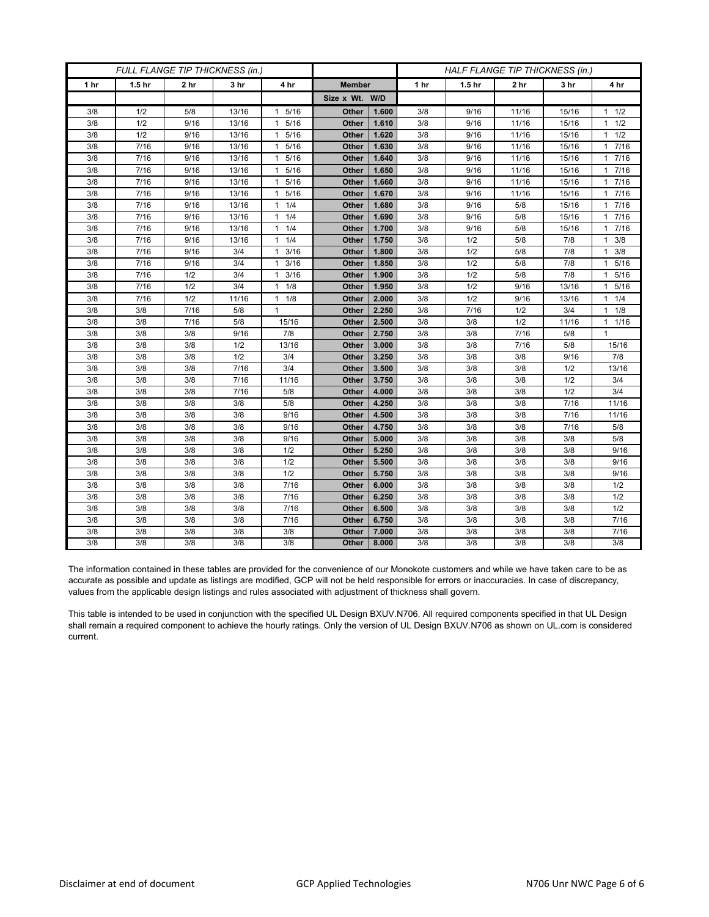| FULL FLANGE TIP THICKNESS (in.) | | | | | | | HALF FLANGE TIP THICKNESS (in.) | | | | |
|---|---|---|---|---|---|---|---|---|---|---|---|
| 1 hr | 1.5 hr | 2 hr | 3 hr | 4 hr | Member | | 1 hr | 1.5 hr | 2 hr | 3 hr | 4 hr |
| | | | | | Size x Wt. | W/D | | | | | |
| 3/8 | 1/2 | 5/8 | 13/16 | 1 5/16 | Other | 1.600 | 3/8 | 9/16 | 11/16 | 15/16 | 1 1/2 |
| 3/8 | 1/2 | 9/16 | 13/16 | 1 5/16 | Other | 1.610 | 3/8 | 9/16 | 11/16 | 15/16 | 1 1/2 |
| 3/8 | 1/2 | 9/16 | 13/16 | 1 5/16 | Other | 1.620 | 3/8 | 9/16 | 11/16 | 15/16 | 1 1/2 |
| 3/8 | 7/16 | 9/16 | 13/16 | 1 5/16 | Other | 1.630 | 3/8 | 9/16 | 11/16 | 15/16 | 1 7/16 |
| 3/8 | 7/16 | 9/16 | 13/16 | 1 5/16 | Other | 1.640 | 3/8 | 9/16 | 11/16 | 15/16 | 1 7/16 |
| 3/8 | 7/16 | 9/16 | 13/16 | 1 5/16 | Other | 1.650 | 3/8 | 9/16 | 11/16 | 15/16 | 1 7/16 |
| 3/8 | 7/16 | 9/16 | 13/16 | 1 5/16 | Other | 1.660 | 3/8 | 9/16 | 11/16 | 15/16 | 1 7/16 |
| 3/8 | 7/16 | 9/16 | 13/16 | 1 5/16 | Other | 1.670 | 3/8 | 9/16 | 11/16 | 15/16 | 1 7/16 |
| 3/8 | 7/16 | 9/16 | 13/16 | 1 1/4 | Other | 1.680 | 3/8 | 9/16 | 5/8 | 15/16 | 1 7/16 |
| 3/8 | 7/16 | 9/16 | 13/16 | 1 1/4 | Other | 1.690 | 3/8 | 9/16 | 5/8 | 15/16 | 1 7/16 |
| 3/8 | 7/16 | 9/16 | 13/16 | 1 1/4 | Other | 1.700 | 3/8 | 9/16 | 5/8 | 15/16 | 1 7/16 |
| 3/8 | 7/16 | 9/16 | 13/16 | 1 1/4 | Other | 1.750 | 3/8 | 1/2 | 5/8 | 7/8 | 1 3/8 |
| 3/8 | 7/16 | 9/16 | 3/4 | 1 3/16 | Other | 1.800 | 3/8 | 1/2 | 5/8 | 7/8 | 1 3/8 |
| 3/8 | 7/16 | 9/16 | 3/4 | 1 3/16 | Other | 1.850 | 3/8 | 1/2 | 5/8 | 7/8 | 1 5/16 |
| 3/8 | 7/16 | 1/2 | 3/4 | 1 3/16 | Other | 1.900 | 3/8 | 1/2 | 5/8 | 7/8 | 1 5/16 |
| 3/8 | 7/16 | 1/2 | 3/4 | 1 1/8 | Other | 1.950 | 3/8 | 1/2 | 9/16 | 13/16 | 1 5/16 |
| 3/8 | 7/16 | 1/2 | 11/16 | 1 1/8 | Other | 2.000 | 3/8 | 1/2 | 9/16 | 13/16 | 1 1/4 |
| 3/8 | 3/8 | 7/16 | 5/8 | 1 | Other | 2.250 | 3/8 | 7/16 | 1/2 | 3/4 | 1 1/8 |
| 3/8 | 3/8 | 7/16 | 5/8 | 15/16 | Other | 2.500 | 3/8 | 3/8 | 1/2 | 11/16 | 1 1/16 |
| 3/8 | 3/8 | 3/8 | 9/16 | 7/8 | Other | 2.750 | 3/8 | 3/8 | 7/16 | 5/8 | 1 |
| 3/8 | 3/8 | 3/8 | 1/2 | 13/16 | Other | 3.000 | 3/8 | 3/8 | 7/16 | 5/8 | 15/16 |
| 3/8 | 3/8 | 3/8 | 1/2 | 3/4 | Other | 3.250 | 3/8 | 3/8 | 3/8 | 9/16 | 7/8 |
| 3/8 | 3/8 | 3/8 | 7/16 | 3/4 | Other | 3.500 | 3/8 | 3/8 | 3/8 | 1/2 | 13/16 |
| 3/8 | 3/8 | 3/8 | 7/16 | 11/16 | Other | 3.750 | 3/8 | 3/8 | 3/8 | 1/2 | 3/4 |
| 3/8 | 3/8 | 3/8 | 7/16 | 5/8 | Other | 4.000 | 3/8 | 3/8 | 3/8 | 1/2 | 3/4 |
| 3/8 | 3/8 | 3/8 | 3/8 | 5/8 | Other | 4.250 | 3/8 | 3/8 | 3/8 | 7/16 | 11/16 |
| 3/8 | 3/8 | 3/8 | 3/8 | 9/16 | Other | 4.500 | 3/8 | 3/8 | 3/8 | 7/16 | 11/16 |
| 3/8 | 3/8 | 3/8 | 3/8 | 9/16 | Other | 4.750 | 3/8 | 3/8 | 3/8 | 7/16 | 5/8 |
| 3/8 | 3/8 | 3/8 | 3/8 | 9/16 | Other | 5.000 | 3/8 | 3/8 | 3/8 | 3/8 | 5/8 |
| 3/8 | 3/8 | 3/8 | 3/8 | 1/2 | Other | 5.250 | 3/8 | 3/8 | 3/8 | 3/8 | 9/16 |
| 3/8 | 3/8 | 3/8 | 3/8 | 1/2 | Other | 5.500 | 3/8 | 3/8 | 3/8 | 3/8 | 9/16 |
| 3/8 | 3/8 | 3/8 | 3/8 | 1/2 | Other | 5.750 | 3/8 | 3/8 | 3/8 | 3/8 | 9/16 |
| 3/8 | 3/8 | 3/8 | 3/8 | 7/16 | Other | 6.000 | 3/8 | 3/8 | 3/8 | 3/8 | 1/2 |
| 3/8 | 3/8 | 3/8 | 3/8 | 7/16 | Other | 6.250 | 3/8 | 3/8 | 3/8 | 3/8 | 1/2 |
| 3/8 | 3/8 | 3/8 | 3/8 | 7/16 | Other | 6.500 | 3/8 | 3/8 | 3/8 | 3/8 | 1/2 |
| 3/8 | 3/8 | 3/8 | 3/8 | 7/16 | Other | 6.750 | 3/8 | 3/8 | 3/8 | 3/8 | 7/16 |
| 3/8 | 3/8 | 3/8 | 3/8 | 3/8 | Other | 7.000 | 3/8 | 3/8 | 3/8 | 3/8 | 7/16 |
| 3/8 | 3/8 | 3/8 | 3/8 | 3/8 | Other | 8.000 | 3/8 | 3/8 | 3/8 | 3/8 | 3/8 |

The information contained in these tables are provided for the convenience of our Monokote customers and while we have taken care to be as accurate as possible and update as listings are modified, GCP will not be held responsible for errors or inaccuracies. In case of discrepancy, values from the applicable design listings and rules associated with adjustment of thickness shall govern.

This table is intended to be used in conjunction with the specified UL Design BXUV.N706. All required components specified in that UL Design shall remain a required component to achieve the hourly ratings. Only the version of UL Design BXUV.N706 as shown on UL.com is considered current.